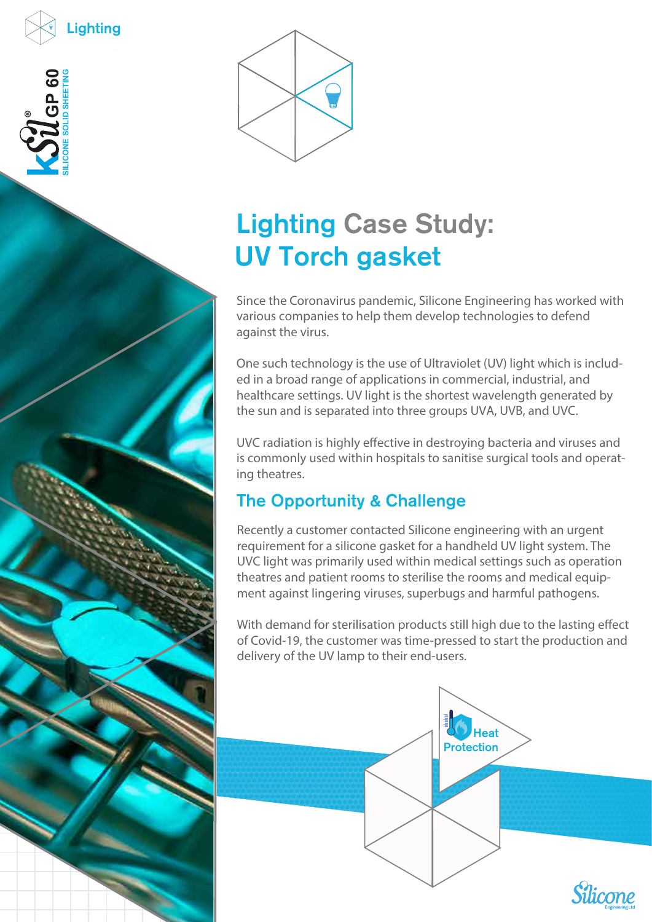Lighting

KSil® GP 60 SILICONE SOLID SHEETING

# Lighting Case Study: UV Torch gasket

Since the Coronavirus pandemic, Silicone Engineering has worked with various companies to help them develop technologies to defend against the virus.

One such technology is the use of Ultraviolet (UV) light which is included in a broad range of applications in commercial, industrial, and healthcare settings. UV light is the shortest wavelength generated by the sun and is separated into three groups UVA, UVB, and UVC.

UVC radiation is highly effective in destroying bacteria and viruses and is commonly used within hospitals to sanitise surgical tools and operating theatres.

## The Opportunity & Challenge

Recently a customer contacted Silicone engineering with an urgent requirement for a silicone gasket for a handheld UV light system. The UVC light was primarily used within medical settings such as operation theatres and patient rooms to sterilise the rooms and medical equipment against lingering viruses, superbugs and harmful pathogens.

With demand for sterilisation products still high due to the lasting effect of Covid-19, the customer was time-pressed to start the production and delivery of the UV lamp to their end-users.

Heat Protection

Silicone Engineering Ltd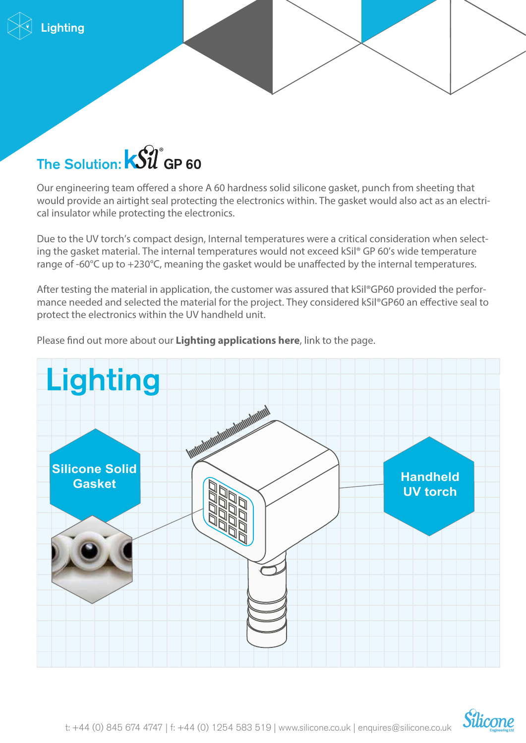Lighting

## The Solution: kSil® GP 60

Our engineering team offered a shore A 60 hardness solid silicone gasket, punch from sheeting that would provide an airtight seal protecting the electronics within. The gasket would also act as an electrical insulator while protecting the electronics.

Due to the UV torch's compact design, Internal temperatures were a critical consideration when selecting the gasket material. The internal temperatures would not exceed kSil® GP 60's wide temperature range of -60°C up to +230°C, meaning the gasket would be unaffected by the internal temperatures.

After testing the material in application, the customer was assured that kSil®GP60 provided the performance needed and selected the material for the project. They considered kSil®GP60 an effective seal to protect the electronics within the UV handheld unit.

Please find out more about our **Lighting applications here**, link to the page.

Lighting

Silicone Solid Gasket

Handheld UV torch

t: +44 (0) 845 674 4747 | f: +44 (0) 1254 583 519 | www.silicone.co.uk | enquires@silicone.co.uk